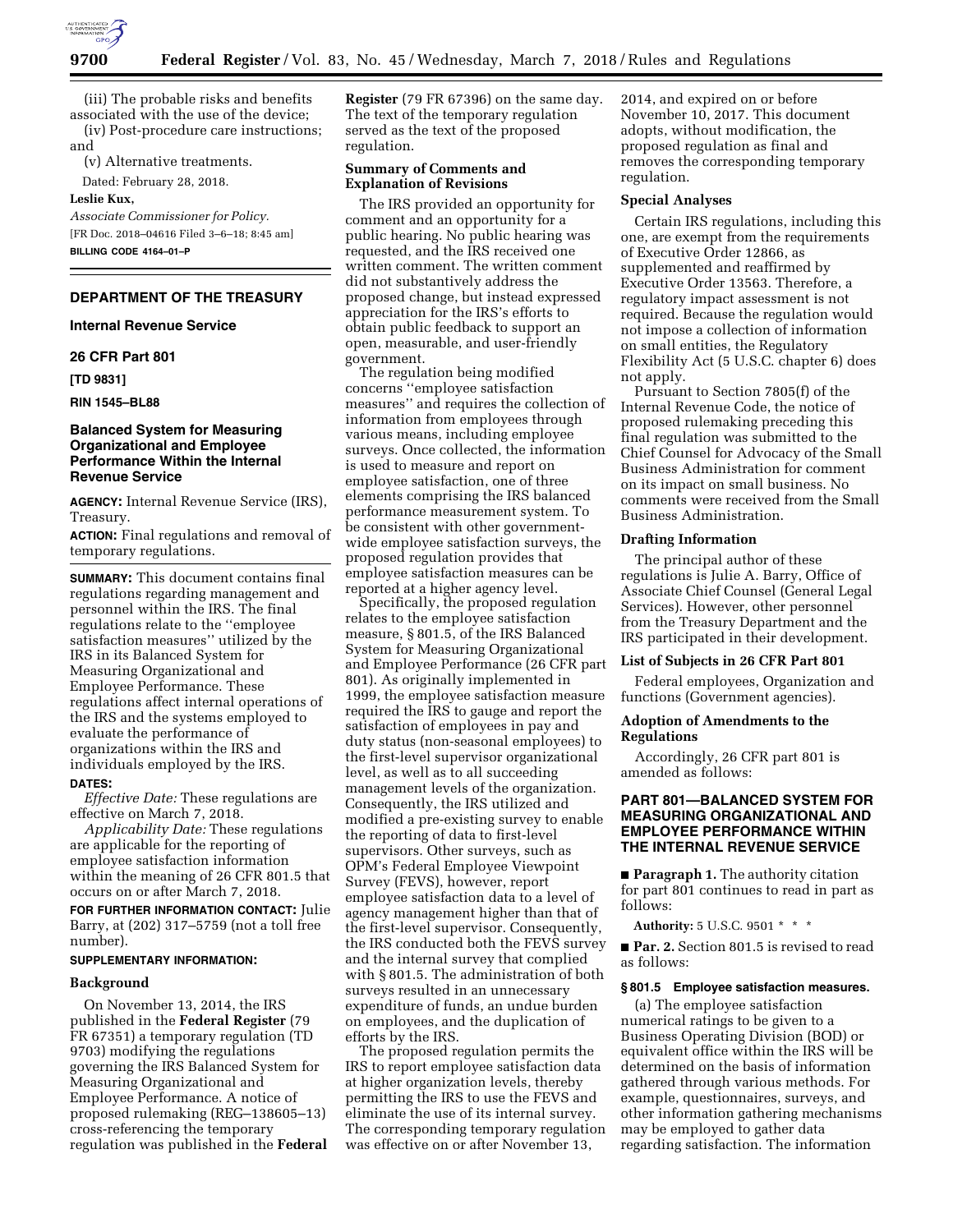(iii) The probable risks and benefits associated with the use of the device;

(iv) Post-procedure care instructions; and

(v) Alternative treatments.

Dated: February 28, 2018.

**Leslie Kux,**

*Associate Commissioner for Policy.*

[FR Doc. 2018–04616 Filed 3–6–18; 8:45 am]

**BILLING CODE 4164–01–P**

---

## DEPARTMENT OF THE TREASURY

### Internal Revenue Service

### 26 CFR Part 801

**[TD 9831]**

**RIN 1545–BL88**

## Balanced System for Measuring Organizational and Employee Performance Within the Internal Revenue Service

**AGENCY:** Internal Revenue Service (IRS), Treasury.

**ACTION:** Final regulations and removal of temporary regulations.

**SUMMARY:** This document contains final regulations regarding management and personnel within the IRS. The final regulations relate to the ''employee satisfaction measures'' utilized by the IRS in its Balanced System for Measuring Organizational and Employee Performance. These regulations affect internal operations of the IRS and the systems employed to evaluate the performance of organizations within the IRS and individuals employed by the IRS.

**DATES:**

*Effective Date:* These regulations are effective on March 7, 2018.

*Applicability Date:* These regulations are applicable for the reporting of employee satisfaction information within the meaning of 26 CFR 801.5 that occurs on or after March 7, 2018.

**FOR FURTHER INFORMATION CONTACT:** Julie Barry, at (202) 317–5759 (not a toll free number).

**SUPPLEMENTARY INFORMATION:**

### Background

On November 13, 2014, the IRS published in the **Federal Register** (79 FR 67351) a temporary regulation (TD 9703) modifying the regulations governing the IRS Balanced System for Measuring Organizational and Employee Performance. A notice of proposed rulemaking (REG–138605–13) cross-referencing the temporary regulation was published in the **Federal Register** (79 FR 67396) on the same day. The text of the temporary regulation served as the text of the proposed regulation.

### Summary of Comments and Explanation of Revisions

The IRS provided an opportunity for comment and an opportunity for a public hearing. No public hearing was requested, and the IRS received one written comment. The written comment did not substantively address the proposed change, but instead expressed appreciation for the IRS's efforts to obtain public feedback to support an open, measurable, and user-friendly government.

The regulation being modified concerns ''employee satisfaction measures'' and requires the collection of information from employees through various means, including employee surveys. Once collected, the information is used to measure and report on employee satisfaction, one of three elements comprising the IRS balanced performance measurement system. To be consistent with other government-wide employee satisfaction surveys, the proposed regulation provides that employee satisfaction measures can be reported at a higher agency level.

Specifically, the proposed regulation relates to the employee satisfaction measure, § 801.5, of the IRS Balanced System for Measuring Organizational and Employee Performance (26 CFR part 801). As originally implemented in 1999, the employee satisfaction measure required the IRS to gauge and report the satisfaction of employees in pay and duty status (non-seasonal employees) to the first-level supervisor organizational level, as well as to all succeeding management levels of the organization. Consequently, the IRS utilized and modified a pre-existing survey to enable the reporting of data to first-level supervisors. Other surveys, such as OPM's Federal Employee Viewpoint Survey (FEVS), however, report employee satisfaction data to a level of agency management higher than that of the first-level supervisor. Consequently, the IRS conducted both the FEVS survey and the internal survey that complied with § 801.5. The administration of both surveys resulted in an unnecessary expenditure of funds, an undue burden on employees, and the duplication of efforts by the IRS.

The proposed regulation permits the IRS to report employee satisfaction data at higher organization levels, thereby permitting the IRS to use the FEVS and eliminate the use of its internal survey. The corresponding temporary regulation was effective on or after November 13, 2014, and expired on or before November 10, 2017. This document adopts, without modification, the proposed regulation as final and removes the corresponding temporary regulation.

### Special Analyses

Certain IRS regulations, including this one, are exempt from the requirements of Executive Order 12866, as supplemented and reaffirmed by Executive Order 13563. Therefore, a regulatory impact assessment is not required. Because the regulation would not impose a collection of information on small entities, the Regulatory Flexibility Act (5 U.S.C. chapter 6) does not apply.

Pursuant to Section 7805(f) of the Internal Revenue Code, the notice of proposed rulemaking preceding this final regulation was submitted to the Chief Counsel for Advocacy of the Small Business Administration for comment on its impact on small business. No comments were received from the Small Business Administration.

### Drafting Information

The principal author of these regulations is Julie A. Barry, Office of Associate Chief Counsel (General Legal Services). However, other personnel from the Treasury Department and the IRS participated in their development.

### List of Subjects in 26 CFR Part 801

Federal employees, Organization and functions (Government agencies).

### Adoption of Amendments to the Regulations

Accordingly, 26 CFR part 801 is amended as follows:

## PART 801—BALANCED SYSTEM FOR MEASURING ORGANIZATIONAL AND EMPLOYEE PERFORMANCE WITHIN THE INTERNAL REVENUE SERVICE

■ **Paragraph 1.** The authority citation for part 801 continues to read in part as follows:

**Authority:** 5 U.S.C. 9501 * * *

■ **Par. 2.** Section 801.5 is revised to read as follows:

#### § 801.5 Employee satisfaction measures.

(a) The employee satisfaction numerical ratings to be given to a Business Operating Division (BOD) or equivalent office within the IRS will be determined on the basis of information gathered through various methods. For example, questionnaires, surveys, and other information gathering mechanisms may be employed to gather data regarding satisfaction. The information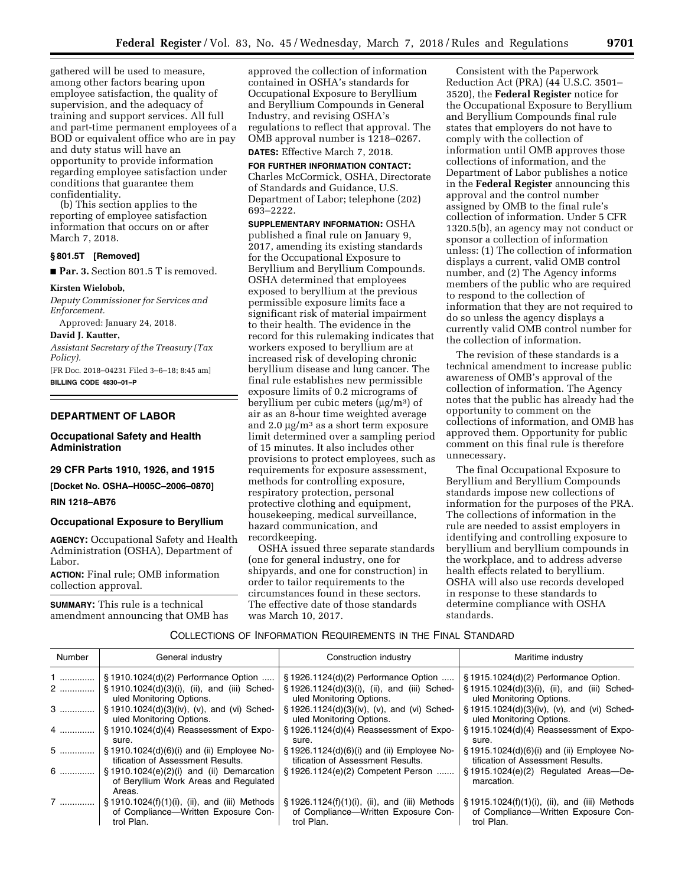gathered will be used to measure, among other factors bearing upon employee satisfaction, the quality of supervision, and the adequacy of training and support services. All full and part-time permanent employees of a BOD or equivalent office who are in pay and duty status will have an opportunity to provide information regarding employee satisfaction under conditions that guarantee them confidentiality.

(b) This section applies to the reporting of employee satisfaction information that occurs on or after March 7, 2018.

**§ 801.5T [Removed]**

■ **Par. 3.** Section 801.5 T is removed.

**Kirsten Wielobob,**

*Deputy Commissioner for Services and Enforcement.*

Approved: January 24, 2018.

**David J. Kautter,**

*Assistant Secretary of the Treasury (Tax Policy).*

[FR Doc. 2018–04231 Filed 3–6–18; 8:45 am]

**BILLING CODE 4830–01–P**

## DEPARTMENT OF LABOR

### Occupational Safety and Health Administration

### 29 CFR Parts 1910, 1926, and 1915

**[Docket No. OSHA–H005C–2006–0870]**

**RIN 1218–AB76**

### Occupational Exposure to Beryllium

**AGENCY:** Occupational Safety and Health Administration (OSHA), Department of Labor.

**ACTION:** Final rule; OMB information collection approval.

**SUMMARY:** This rule is a technical amendment announcing that OMB has approved the collection of information contained in OSHA's standards for Occupational Exposure to Beryllium and Beryllium Compounds in General Industry, and revising OSHA's regulations to reflect that approval. The OMB approval number is 1218–0267.

**DATES:** Effective March 7, 2018.

**FOR FURTHER INFORMATION CONTACT:** Charles McCormick, OSHA, Directorate of Standards and Guidance, U.S. Department of Labor; telephone (202) 693–2222.

**SUPPLEMENTARY INFORMATION:** OSHA published a final rule on January 9, 2017, amending its existing standards for the Occupational Exposure to Beryllium and Beryllium Compounds. OSHA determined that employees exposed to beryllium at the previous permissible exposure limits face a significant risk of material impairment to their health. The evidence in the record for this rulemaking indicates that workers exposed to beryllium are at increased risk of developing chronic beryllium disease and lung cancer. The final rule establishes new permissible exposure limits of 0.2 micrograms of beryllium per cubic meters ($\mu g/m^3$) of air as an 8-hour time weighted average and 2.0 $\mu g/m^3$ as a short term exposure limit determined over a sampling period of 15 minutes. It also includes other provisions to protect employees, such as requirements for exposure assessment, methods for controlling exposure, respiratory protection, personal protective clothing and equipment, housekeeping, medical surveillance, hazard communication, and recordkeeping.

OSHA issued three separate standards (one for general industry, one for shipyards, and one for construction) in order to tailor requirements to the circumstances found in these sectors. The effective date of those standards was March 10, 2017.

Consistent with the Paperwork Reduction Act (PRA) (44 U.S.C. 3501–3520), the **Federal Register** notice for the Occupational Exposure to Beryllium and Beryllium Compounds final rule states that employers do not have to comply with the collection of information until OMB approves those collections of information, and the Department of Labor publishes a notice in the **Federal Register** announcing this approval and the control number assigned by OMB to the final rule's collection of information. Under 5 CFR 1320.5(b), an agency may not conduct or sponsor a collection of information unless: (1) The collection of information displays a current, valid OMB control number, and (2) The Agency informs members of the public who are required to respond to the collection of information that they are not required to do so unless the agency displays a currently valid OMB control number for the collection of information.

The revision of these standards is a technical amendment to increase public awareness of OMB's approval of the collection of information. The Agency notes that the public has already had the opportunity to comment on the collections of information, and OMB has approved them. Opportunity for public comment on this final rule is therefore unnecessary.

The final Occupational Exposure to Beryllium and Beryllium Compounds standards impose new collections of information for the purposes of the PRA. The collections of information in the rule are needed to assist employers in identifying and controlling exposure to beryllium and beryllium compounds in the workplace, and to address adverse health effects related to beryllium. OSHA will also use records developed in response to these standards to determine compliance with OSHA standards.

COLLECTIONS OF INFORMATION REQUIREMENTS IN THE FINAL STANDARD

| Number | General industry | Construction industry | Maritime industry |
|---|---|---|---|
| 1 | § 1910.1024(d)(2) Performance Option | § 1926.1124(d)(2) Performance Option | § 1915.1024(d)(2) Performance Option. |
| 2 | § 1910.1024(d)(3)(i), (ii), and (iii) Scheduled Monitoring Options. | § 1926.1124(d)(3)(i), (ii), and (iii) Scheduled Monitoring Options. | § 1915.1024(d)(3)(i), (ii), and (iii) Scheduled Monitoring Options. |
| 3 | § 1910.1024(d)(3)(iv), (v), and (vi) Scheduled Monitoring Options. | § 1926.1124(d)(3)(iv), (v), and (vi) Scheduled Monitoring Options. | § 1915.1024(d)(3)(iv), (v), and (vi) Scheduled Monitoring Options. |
| 4 | § 1910.1024(d)(4) Reassessment of Exposure. | § 1926.1124(d)(4) Reassessment of Exposure. | § 1915.1024(d)(4) Reassessment of Exposure. |
| 5 | § 1910.1024(d)(6)(i) and (ii) Employee Notification of Assessment Results. | § 1926.1124(d)(6)(i) and (ii) Employee Notification of Assessment Results. | § 1915.1024(d)(6)(i) and (ii) Employee Notification of Assessment Results. |
| 6 | § 1910.1024(e)(2)(i) and (ii) Demarcation of Beryllium Work Areas and Regulated Areas. | § 1926.1124(e)(2) Competent Person | § 1915.1024(e)(2) Regulated Areas—Demarcation. |
| 7 | § 1910.1024(f)(1)(i), (ii), and (iii) Methods of Compliance—Written Exposure Control Plan. | § 1926.1124(f)(1)(i), (ii), and (iii) Methods of Compliance—Written Exposure Control Plan. | § 1915.1024(f)(1)(i), (ii), and (iii) Methods of Compliance—Written Exposure Control Plan. |